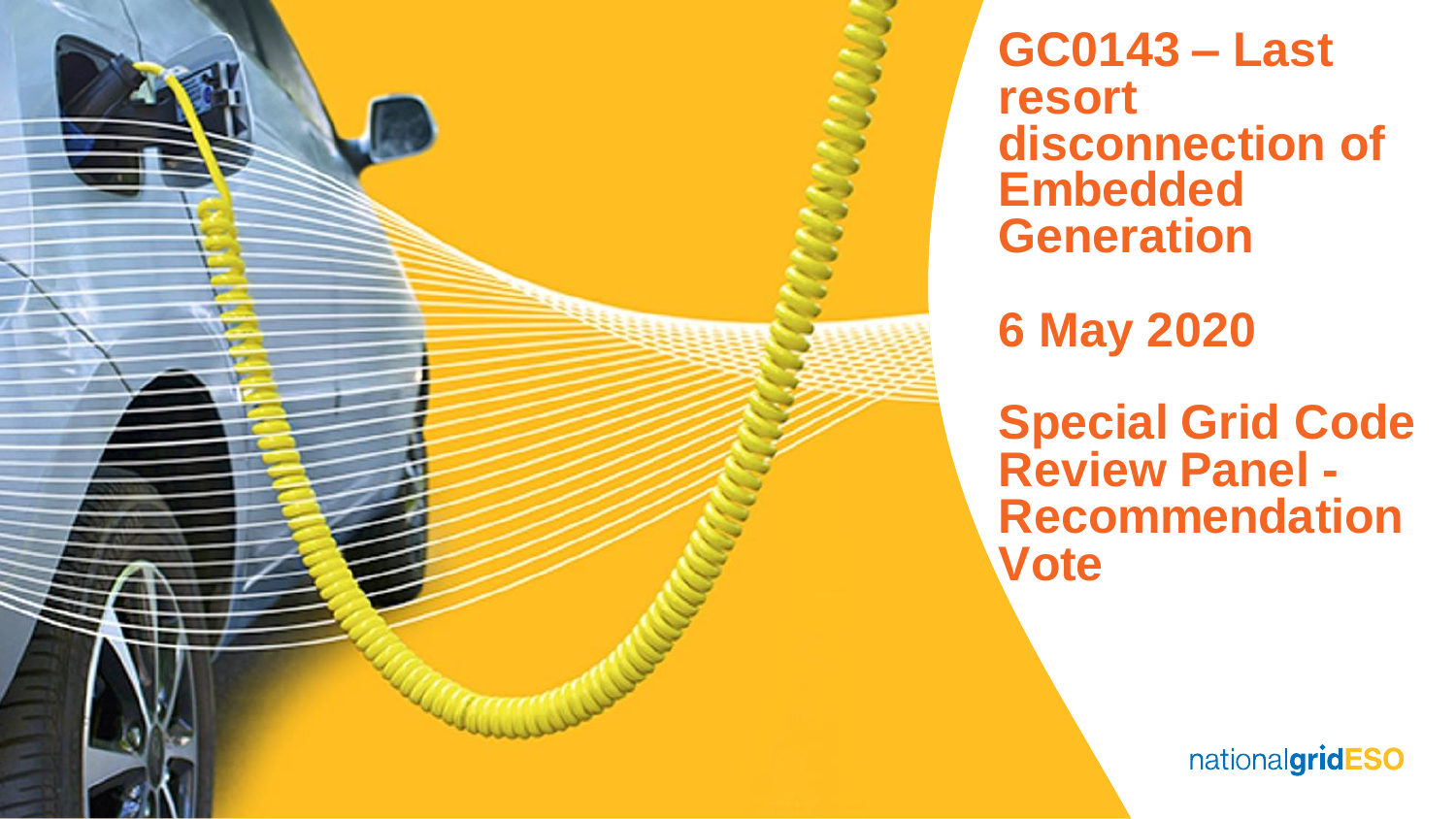# GC0143 – Last resort disconnection of Embedded Generation

## 6 May 2020

## Special Grid Code Review Panel - Recommendation Vote

nationalgridESO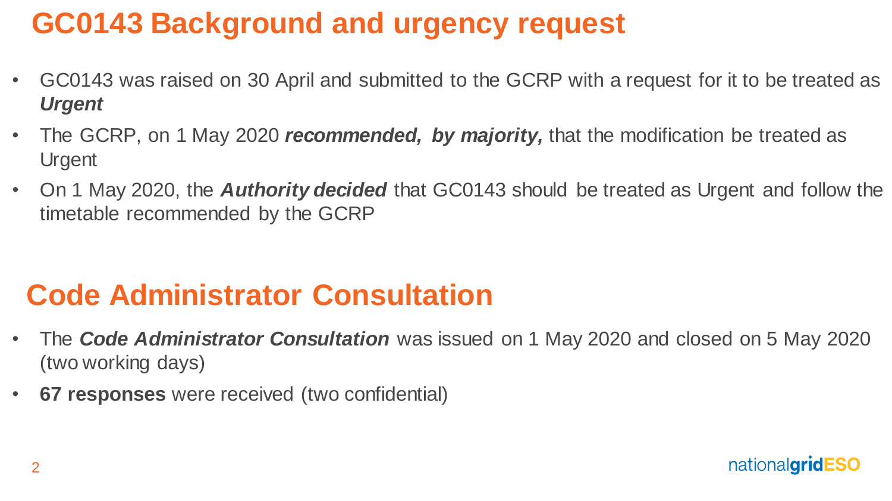# GC0143 Background and urgency request

- GC0143 was raised on 30 April and submitted to the GCRP with a request for it to be treated as ***Urgent***
- The GCRP, on 1 May 2020 ***recommended, by majority,*** that the modification be treated as Urgent
- On 1 May 2020, the ***Authority decided*** that GC0143 should be treated as Urgent and follow the timetable recommended by the GCRP

# Code Administrator Consultation

- The ***Code Administrator Consultation*** was issued on 1 May 2020 and closed on 5 May 2020 (two working days)
- **67 responses** were received (two confidential)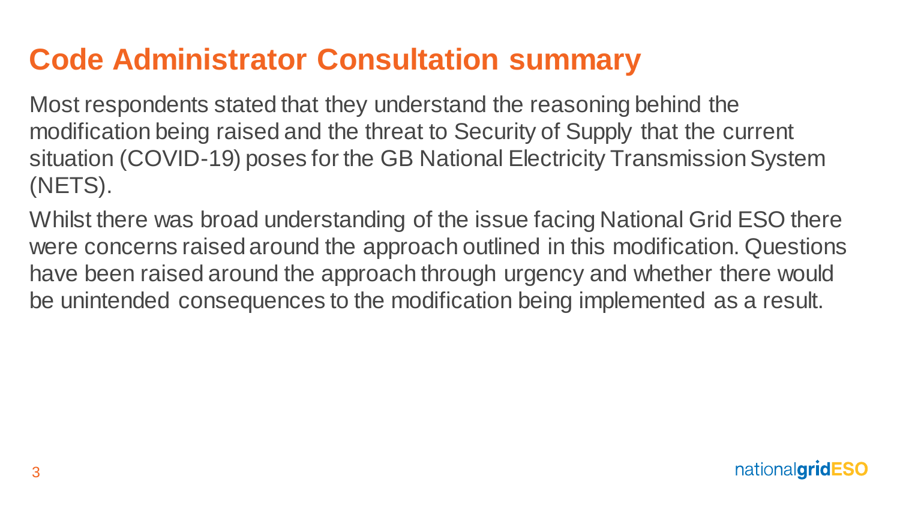# Code Administrator Consultation summary

Most respondents stated that they understand the reasoning behind the modification being raised and the threat to Security of Supply that the current situation (COVID-19) poses for the GB National Electricity Transmission System (NETS).

Whilst there was broad understanding of the issue facing National Grid ESO there were concerns raised around the approach outlined in this modification. Questions have been raised around the approach through urgency and whether there would be unintended consequences to the modification being implemented as a result.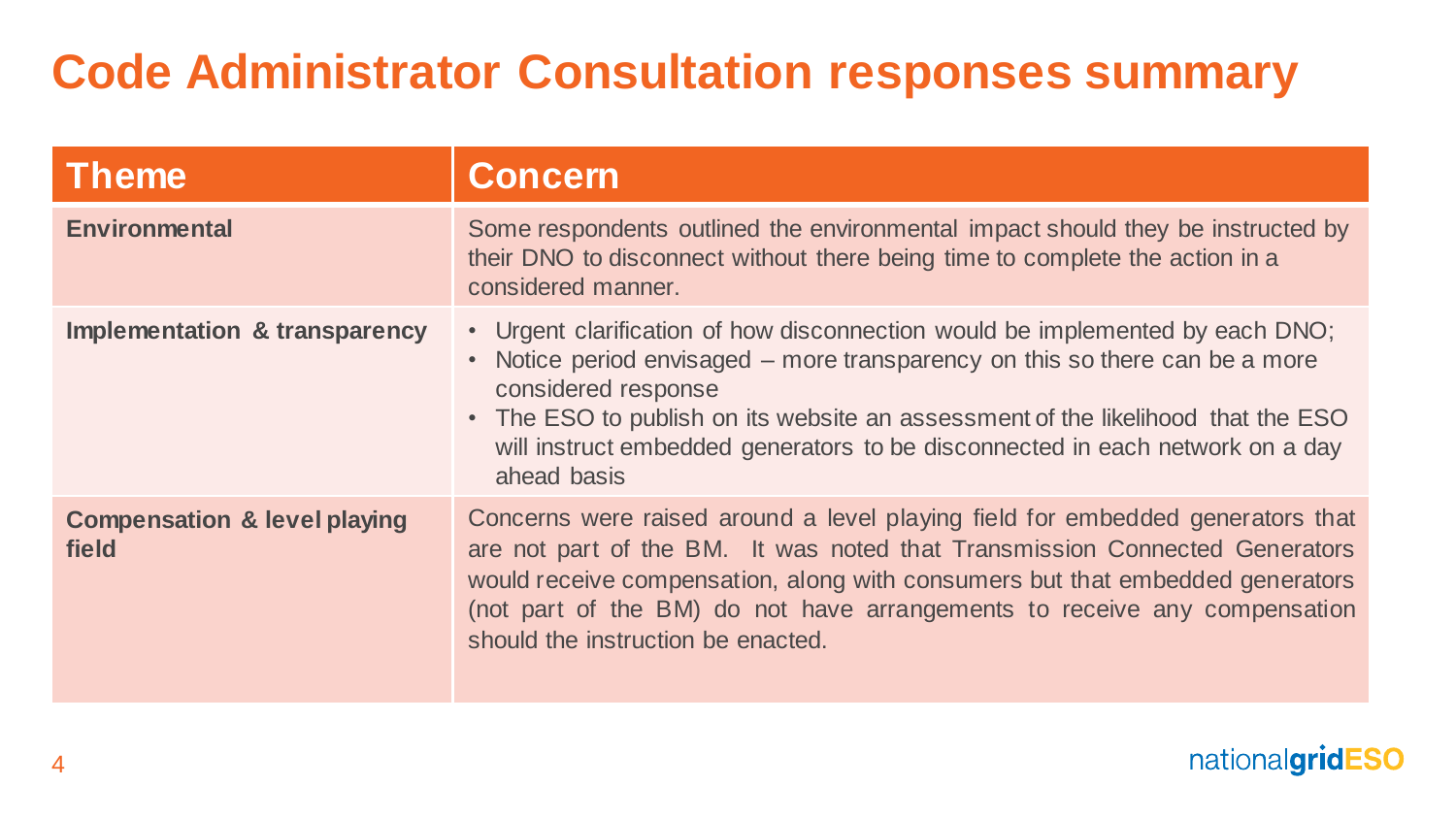# Code Administrator Consultation responses summary

| Theme | Concern |
| --- | --- |
| **Environmental** | Some respondents outlined the environmental impact should they be instructed by their DNO to disconnect without there being time to complete the action in a considered manner. |
| **Implementation & transparency** | • Urgent clarification of how disconnection would be implemented by each DNO;<br>• Notice period envisaged – more transparency on this so there can be a more considered response<br>• The ESO to publish on its website an assessment of the likelihood that the ESO will instruct embedded generators to be disconnected in each network on a day ahead basis |
| **Compensation & level playing field** | Concerns were raised around a level playing field for embedded generators that are not part of the BM. It was noted that Transmission Connected Generators would receive compensation, along with consumers but that embedded generators (not part of the BM) do not have arrangements to receive any compensation should the instruction be enacted. |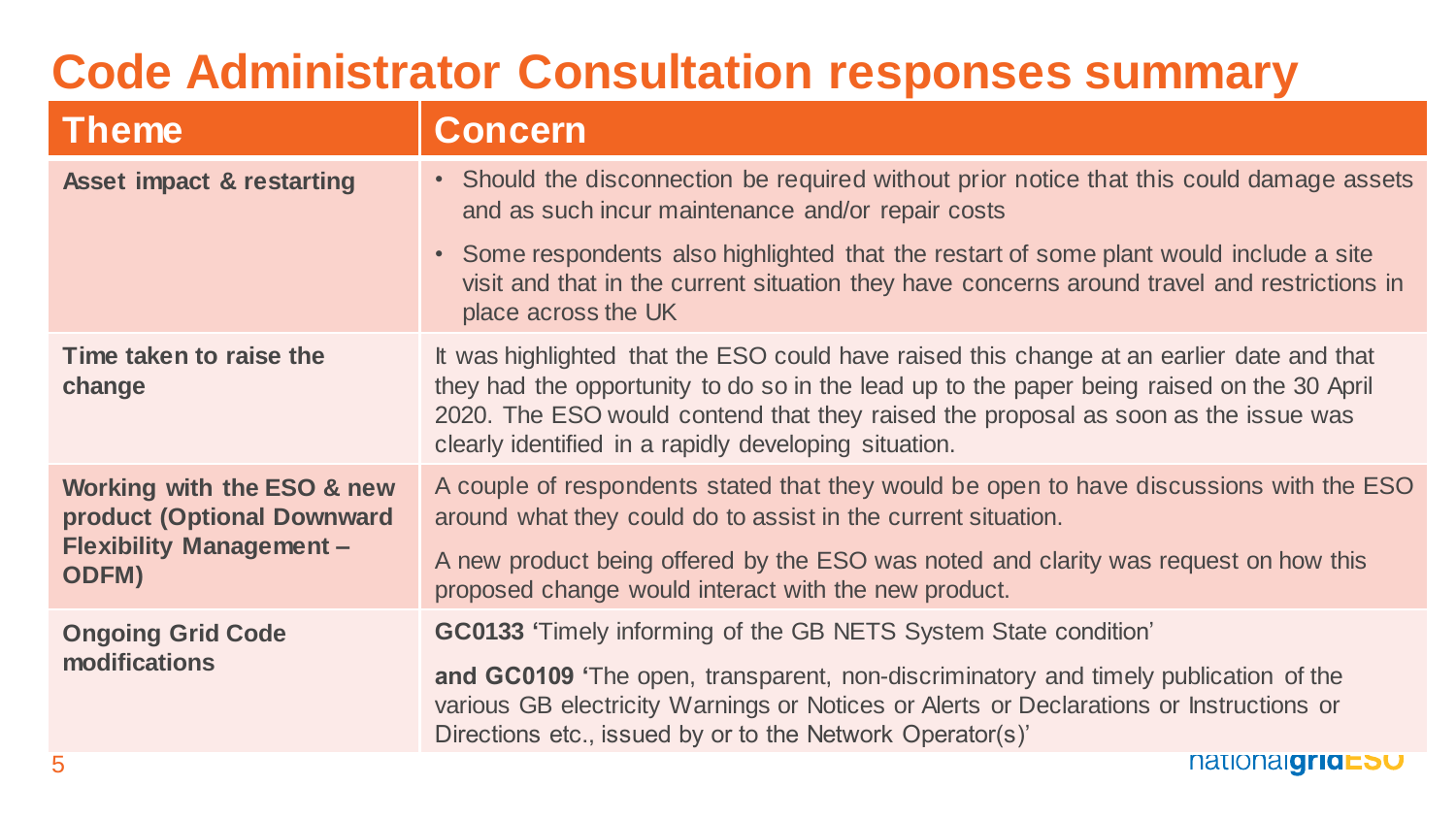# Code Administrator Consultation responses summary

| Theme | Concern |
| --- | --- |
| **Asset impact & restarting** | • Should the disconnection be required without prior notice that this could damage assets and as such incur maintenance and/or repair costs<br>• Some respondents also highlighted that the restart of some plant would include a site visit and that in the current situation they have concerns around travel and restrictions in place across the UK |
| **Time taken to raise the change** | It was highlighted that the ESO could have raised this change at an earlier date and that they had the opportunity to do so in the lead up to the paper being raised on the 30 April 2020. The ESO would contend that they raised the proposal as soon as the issue was clearly identified in a rapidly developing situation. |
| **Working with the ESO & new product (Optional Downward Flexibility Management – ODFM)** | A couple of respondents stated that they would be open to have discussions with the ESO around what they could do to assist in the current situation.<br>A new product being offered by the ESO was noted and clarity was request on how this proposed change would interact with the new product. |
| **Ongoing Grid Code modifications** | **GC0133** 'Timely informing of the GB NETS System State condition'<br>**and GC0109** 'The open, transparent, non-discriminatory and timely publication of the various GB electricity Warnings or Notices or Alerts or Declarations or Instructions or Directions etc., issued by or to the Network Operator(s)' |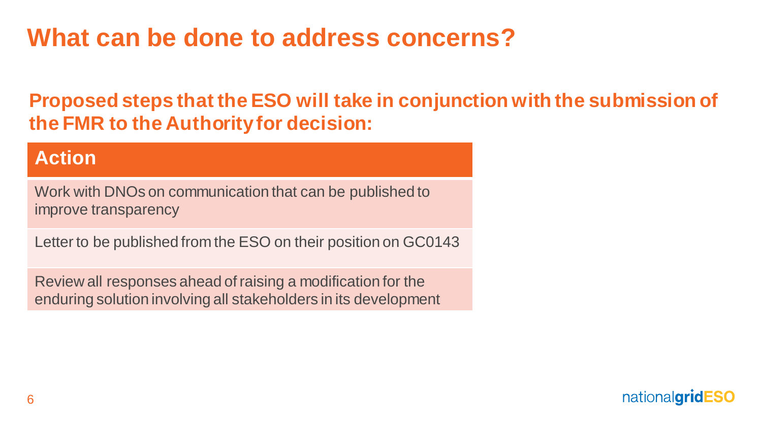# What can be done to address concerns?

## Proposed steps that the ESO will take in conjunction with the submission of the FMR to the Authority for decision:

| Action |
| --- |
| Work with DNOs on communication that can be published to improve transparency |
| Letter to be published from the ESO on their position on GC0143 |
| Review all responses ahead of raising a modification for the enduring solution involving all stakeholders in its development |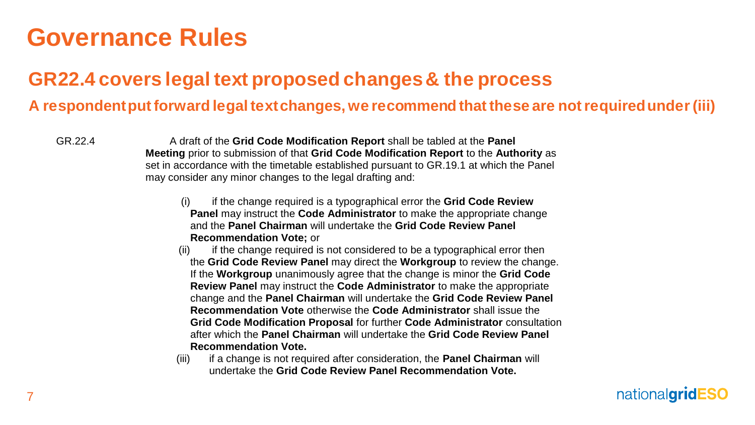# Governance Rules

## GR22.4 covers legal text proposed changes & the process

### A respondent put forward legal text changes, we recommend that these are not required under (iii)

GR.22.4 A draft of the **Grid Code Modification Report** shall be tabled at the **Panel Meeting** prior to submission of that **Grid Code Modification Report** to the **Authority** as set in accordance with the timetable established pursuant to GR.19.1 at which the Panel may consider any minor changes to the legal drafting and:

(i) if the change required is a typographical error the **Grid Code Review Panel** may instruct the **Code Administrator** to make the appropriate change and the **Panel Chairman** will undertake the **Grid Code Review Panel Recommendation Vote;** or

(ii) if the change required is not considered to be a typographical error then the **Grid Code Review Panel** may direct the **Workgroup** to review the change. If the **Workgroup** unanimously agree that the change is minor the **Grid Code Review Panel** may instruct the **Code Administrator** to make the appropriate change and the **Panel Chairman** will undertake the **Grid Code Review Panel Recommendation Vote** otherwise the **Code Administrator** shall issue the **Grid Code Modification Proposal** for further **Code Administrator** consultation after which the **Panel Chairman** will undertake the **Grid Code Review Panel Recommendation Vote.**

(iii) if a change is not required after consideration, the **Panel Chairman** will undertake the **Grid Code Review Panel Recommendation Vote.**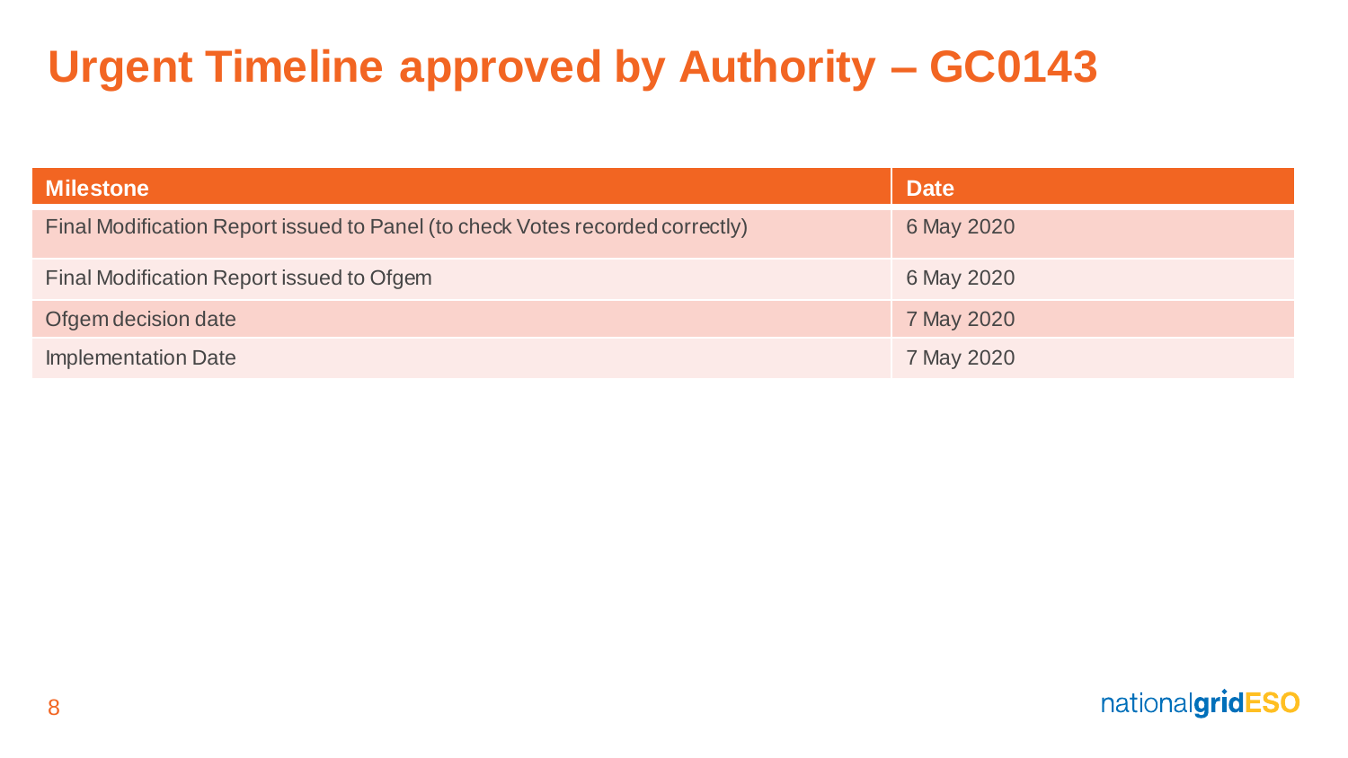# Urgent Timeline approved by Authority – GC0143

| Milestone | Date |
| --- | --- |
| Final Modification Report issued to Panel (to check Votes recorded correctly) | 6 May 2020 |
| Final Modification Report issued to Ofgem | 6 May 2020 |
| Ofgem decision date | 7 May 2020 |
| Implementation Date | 7 May 2020 |